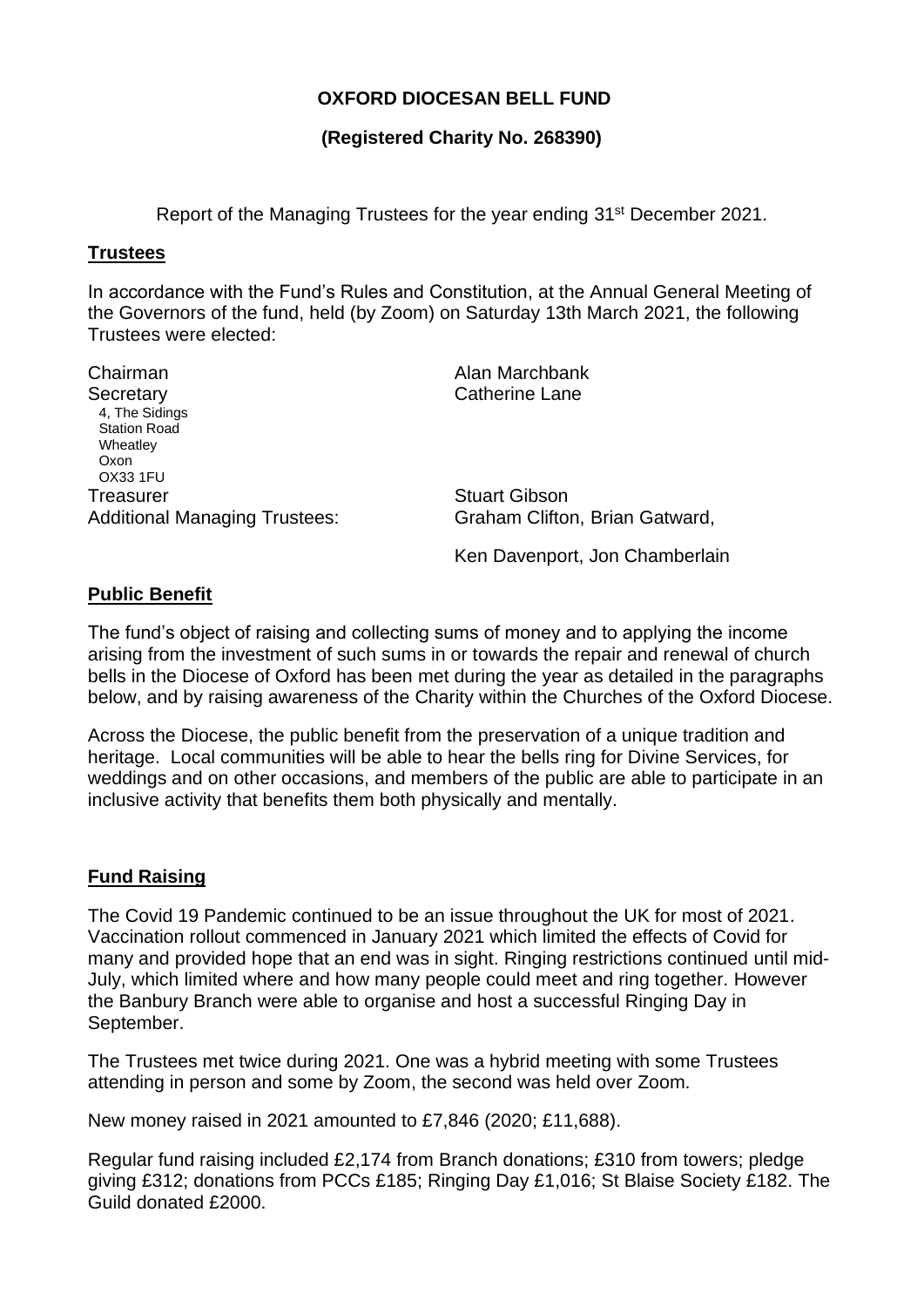**OXFORD DIOCESAN BELL FUND**

**(Registered Charity No. 268390)**

Report of the Managing Trustees for the year ending 31st December 2021.

## Trustees

In accordance with the Fund's Rules and Constitution, at the Annual General Meeting of the Governors of the fund, held (by Zoom) on Saturday 13th March 2021, the following Trustees were elected:

| | |
|---|---|
| Chairman | Alan Marchbank |
| Secretary<br>4, The Sidings<br>Station Road<br>Wheatley<br>Oxon<br>OX33 1FU | Catherine Lane |
| Treasurer | Stuart Gibson |
| Additional Managing Trustees: | Graham Clifton, Brian Gatward,<br><br>Ken Davenport, Jon Chamberlain |

## Public Benefit

The fund's object of raising and collecting sums of money and to applying the income arising from the investment of such sums in or towards the repair and renewal of church bells in the Diocese of Oxford has been met during the year as detailed in the paragraphs below, and by raising awareness of the Charity within the Churches of the Oxford Diocese.

Across the Diocese, the public benefit from the preservation of a unique tradition and heritage. Local communities will be able to hear the bells ring for Divine Services, for weddings and on other occasions, and members of the public are able to participate in an inclusive activity that benefits them both physically and mentally.

## Fund Raising

The Covid 19 Pandemic continued to be an issue throughout the UK for most of 2021. Vaccination rollout commenced in January 2021 which limited the effects of Covid for many and provided hope that an end was in sight. Ringing restrictions continued until mid-July, which limited where and how many people could meet and ring together. However the Banbury Branch were able to organise and host a successful Ringing Day in September.

The Trustees met twice during 2021. One was a hybrid meeting with some Trustees attending in person and some by Zoom, the second was held over Zoom.

New money raised in 2021 amounted to £7,846 (2020; £11,688).

Regular fund raising included £2,174 from Branch donations; £310 from towers; pledge giving £312; donations from PCCs £185; Ringing Day £1,016; St Blaise Society £182. The Guild donated £2000.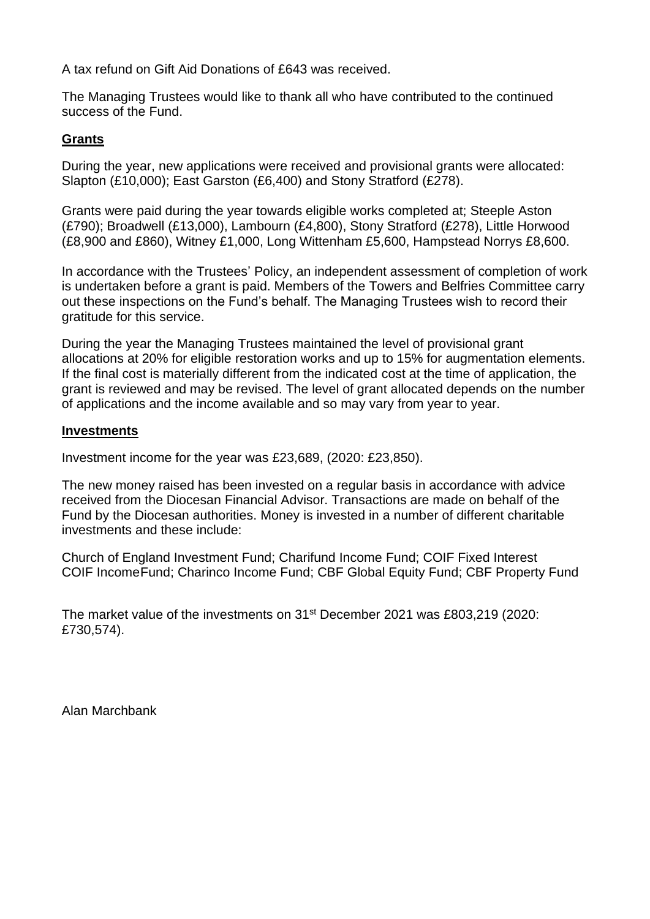A tax refund on Gift Aid Donations of £643 was received.

The Managing Trustees would like to thank all who have contributed to the continued success of the Fund.

## Grants

During the year, new applications were received and provisional grants were allocated: Slapton (£10,000); East Garston (£6,400) and Stony Stratford (£278).

Grants were paid during the year towards eligible works completed at; Steeple Aston (£790); Broadwell (£13,000), Lambourn (£4,800), Stony Stratford (£278), Little Horwood (£8,900 and £860), Witney £1,000, Long Wittenham £5,600, Hampstead Norrys £8,600.

In accordance with the Trustees' Policy, an independent assessment of completion of work is undertaken before a grant is paid. Members of the Towers and Belfries Committee carry out these inspections on the Fund's behalf. The Managing Trustees wish to record their gratitude for this service.

During the year the Managing Trustees maintained the level of provisional grant allocations at 20% for eligible restoration works and up to 15% for augmentation elements. If the final cost is materially different from the indicated cost at the time of application, the grant is reviewed and may be revised. The level of grant allocated depends on the number of applications and the income available and so may vary from year to year.

## Investments

Investment income for the year was £23,689, (2020: £23,850).

The new money raised has been invested on a regular basis in accordance with advice received from the Diocesan Financial Advisor. Transactions are made on behalf of the Fund by the Diocesan authorities. Money is invested in a number of different charitable investments and these include:

Church of England Investment Fund; Charifund Income Fund; COIF Fixed Interest COIF IncomeFund; Charinco Income Fund; CBF Global Equity Fund; CBF Property Fund

The market value of the investments on 31st December 2021 was £803,219 (2020: £730,574).

Alan Marchbank